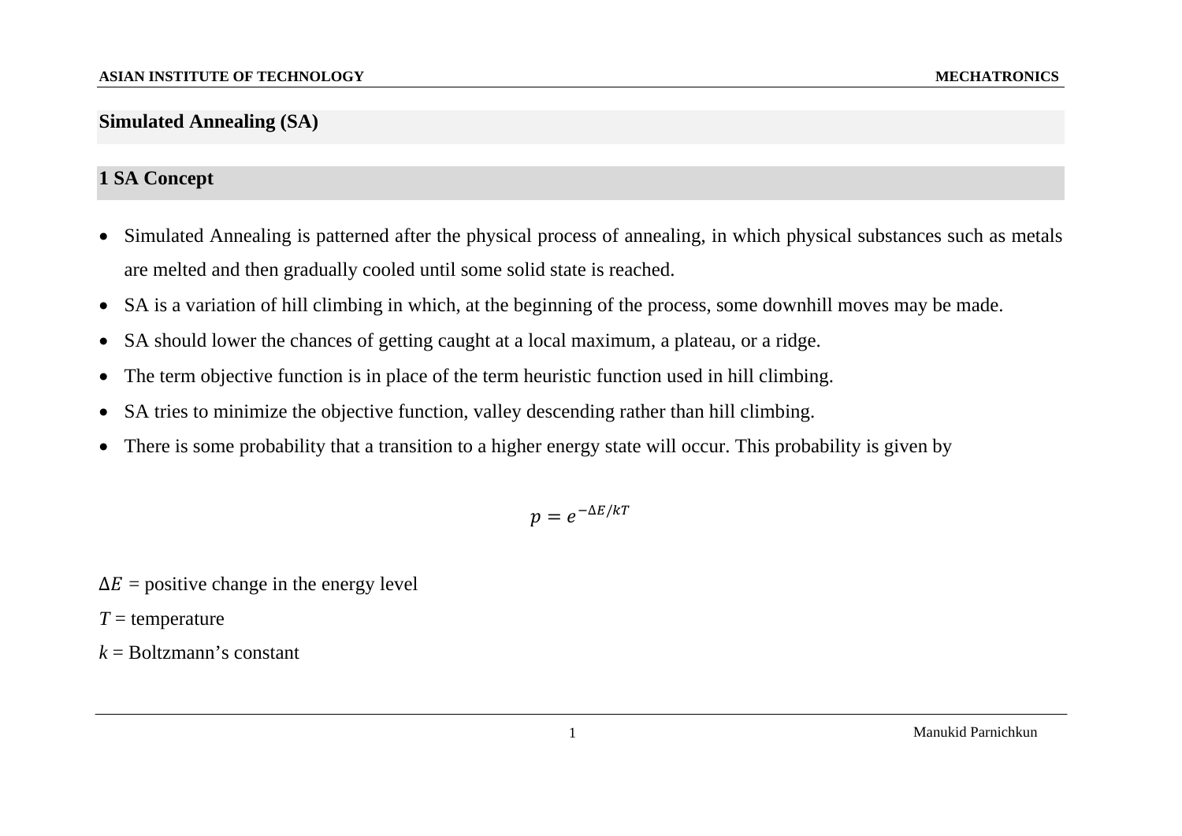# Simulated Annealing (SA)

## 1 SA Concept

- Simulated Annealing is patterned after the physical process of annealing, in which physical substances such as metals are melted and then gradually cooled until some solid state is reached.
- SA is a variation of hill climbing in which, at the beginning of the process, some downhill moves may be made.
- SA should lower the chances of getting caught at a local maximum, a plateau, or a ridge.
- The term objective function is in place of the term heuristic function used in hill climbing.
- SA tries to minimize the objective function, valley descending rather than hill climbing.
- There is some probability that a transition to a higher energy state will occur. This probability is given by

$$p = e^{-\Delta E / kT}$$

$\Delta E$ = positive change in the energy level

$T$ = temperature

$k$ = Boltzmann's constant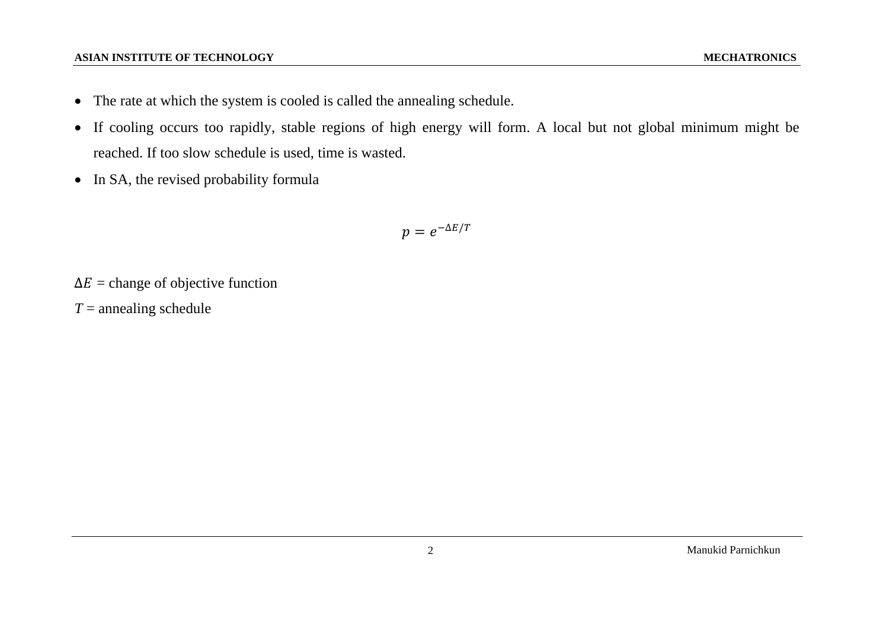- The rate at which the system is cooled is called the annealing schedule.
- If cooling occurs too rapidly, stable regions of high energy will form. A local but not global minimum might be reached. If too slow schedule is used, time is wasted.
- In SA, the revised probability formula

$$p = e^{-\Delta E/T}$$

$\Delta E$ = change of objective function

$T$ = annealing schedule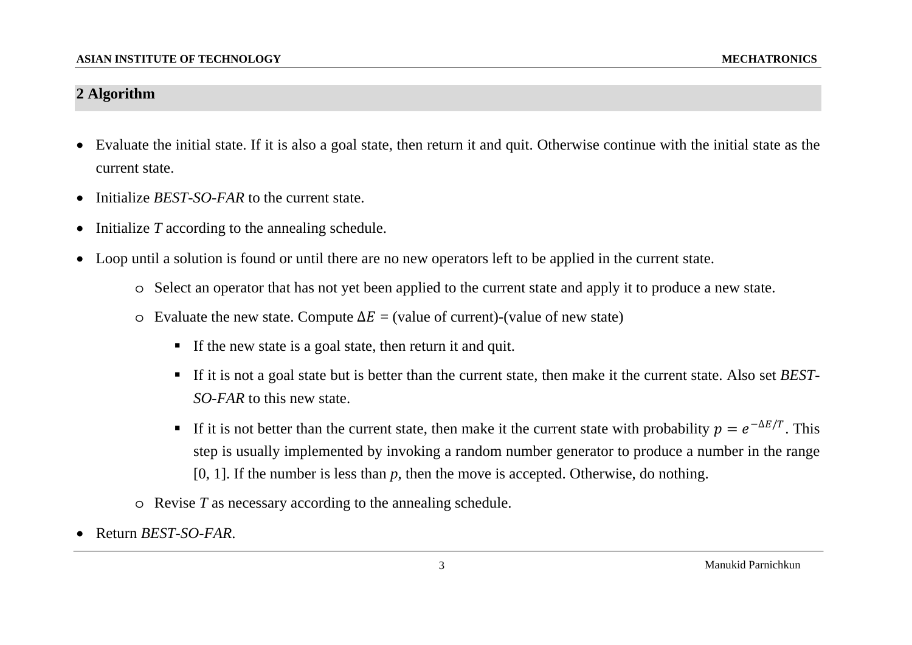## 2 Algorithm

- Evaluate the initial state. If it is also a goal state, then return it and quit. Otherwise continue with the initial state as the current state.
- Initialize *BEST-SO-FAR* to the current state.
- Initialize *T* according to the annealing schedule.
- Loop until a solution is found or until there are no new operators left to be applied in the current state.
  - Select an operator that has not yet been applied to the current state and apply it to produce a new state.
  - Evaluate the new state. Compute $\Delta E$ = (value of current)-(value of new state)
    - If the new state is a goal state, then return it and quit.
    - If it is not a goal state but is better than the current state, then make it the current state. Also set *BEST-SO-FAR* to this new state.
    - If it is not better than the current state, then make it the current state with probability $p = e^{-\Delta E/T}$. This step is usually implemented by invoking a random number generator to produce a number in the range [0, 1]. If the number is less than *p*, then the move is accepted. Otherwise, do nothing.
  - Revise *T* as necessary according to the annealing schedule.
- Return *BEST-SO-FAR*.